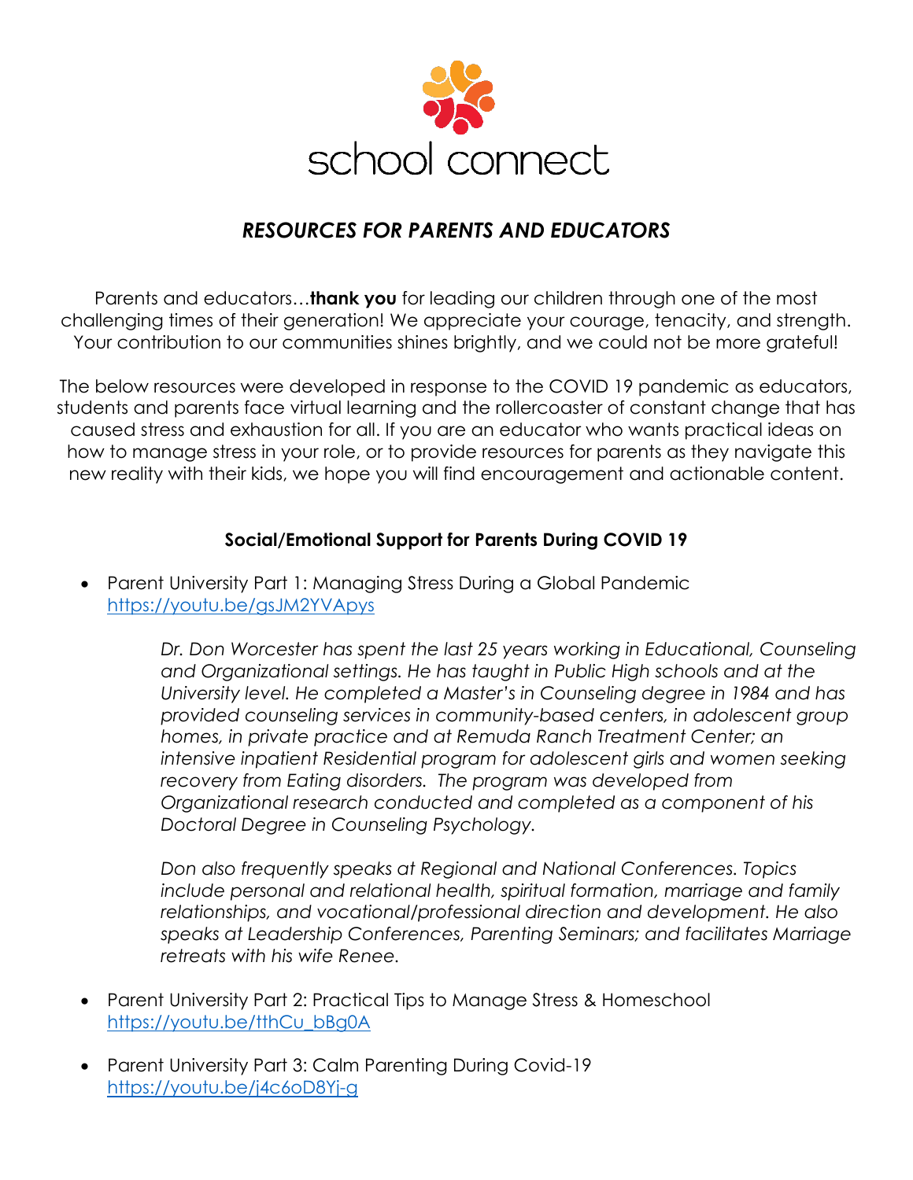school connect

# *RESOURCES FOR PARENTS AND EDUCATORS*

Parents and educators…**thank you** for leading our children through one of the most challenging times of their generation! We appreciate your courage, tenacity, and strength. Your contribution to our communities shines brightly, and we could not be more grateful!

The below resources were developed in response to the COVID 19 pandemic as educators, students and parents face virtual learning and the rollercoaster of constant change that has caused stress and exhaustion for all. If you are an educator who wants practical ideas on how to manage stress in your role, or to provide resources for parents as they navigate this new reality with their kids, we hope you will find encouragement and actionable content.

## Social/Emotional Support for Parents During COVID 19

- Parent University Part 1: Managing Stress During a Global Pandemic
  https://youtu.be/gsJM2YVApys

  *Dr. Don Worcester has spent the last 25 years working in Educational, Counseling and Organizational settings. He has taught in Public High schools and at the University level. He completed a Master's in Counseling degree in 1984 and has provided counseling services in community-based centers, in adolescent group homes, in private practice and at Remuda Ranch Treatment Center; an intensive inpatient Residential program for adolescent girls and women seeking recovery from Eating disorders. The program was developed from Organizational research conducted and completed as a component of his Doctoral Degree in Counseling Psychology.*

  *Don also frequently speaks at Regional and National Conferences. Topics include personal and relational health, spiritual formation, marriage and family relationships, and vocational/professional direction and development. He also speaks at Leadership Conferences, Parenting Seminars; and facilitates Marriage retreats with his wife Renee.*

- Parent University Part 2: Practical Tips to Manage Stress & Homeschool
  https://youtu.be/tthCu_bBg0A

- Parent University Part 3: Calm Parenting During Covid-19
  https://youtu.be/j4c6oD8Yj-g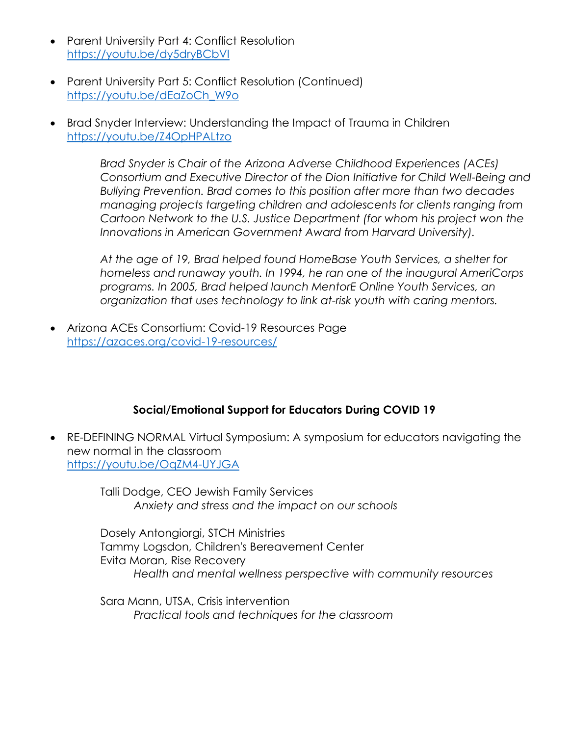- Parent University Part 4: Conflict Resolution
  https://youtu.be/dy5dryBCbVI

- Parent University Part 5: Conflict Resolution (Continued)
  https://youtu.be/dEaZoCh_W9o

- Brad Snyder Interview: Understanding the Impact of Trauma in Children
  https://youtu.be/Z4OpHPALtzo

  *Brad Snyder is Chair of the Arizona Adverse Childhood Experiences (ACEs) Consortium and Executive Director of the Dion Initiative for Child Well-Being and Bullying Prevention. Brad comes to this position after more than two decades managing projects targeting children and adolescents for clients ranging from Cartoon Network to the U.S. Justice Department (for whom his project won the Innovations in American Government Award from Harvard University).*

  *At the age of 19, Brad helped found HomeBase Youth Services, a shelter for homeless and runaway youth. In 1994, he ran one of the inaugural AmeriCorps programs. In 2005, Brad helped launch MentorE Online Youth Services, an organization that uses technology to link at-risk youth with caring mentors.*

- Arizona ACEs Consortium: Covid-19 Resources Page
  https://azaces.org/covid-19-resources/

## Social/Emotional Support for Educators During COVID 19

- RE-DEFINING NORMAL Virtual Symposium: A symposium for educators navigating the new normal in the classroom
  https://youtu.be/OqZM4-UYJGA

  Talli Dodge, CEO Jewish Family Services
  *Anxiety and stress and the impact on our schools*

  Dosely Antongiorgi, STCH Ministries
  Tammy Logsdon, Children's Bereavement Center
  Evita Moran, Rise Recovery
  *Health and mental wellness perspective with community resources*

  Sara Mann, UTSA, Crisis intervention
  *Practical tools and techniques for the classroom*